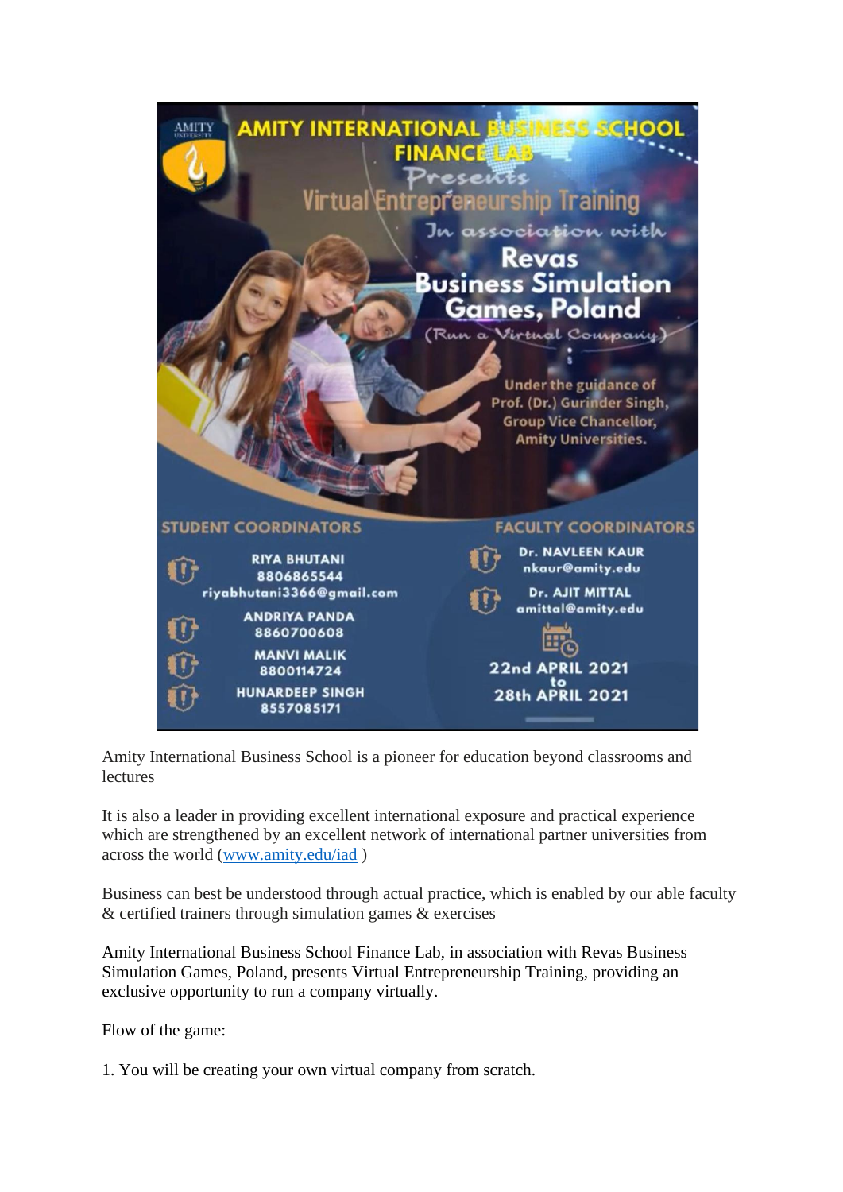# AMITY INTERNATIONAL BUSINESS SCHOOL FINANCE LAB

Presents

## Virtual Entrepreneurship Training

In association with

## Revas Business Simulation Games, Poland

(Run a Virtual Company)

Under the guidance of Prof. (Dr.) Gurinder Singh, Group Vice Chancellor, Amity Universities.

**STUDENT COORDINATORS**

- **RIYA BHUTANI** 8806865544 riyabhutani3366@gmail.com
- **ANDRIYA PANDA** 8860700608
- **MANVI MALIK** 8800114724
- **HUNARDEEP SINGH** 8557085171

**FACULTY COORDINATORS**

- **Dr. NAVLEEN KAUR** nkaur@amity.edu
- **Dr. AJIT MITTAL** amittal@amity.edu

**22nd APRIL 2021 to 28th APRIL 2021**

Amity International Business School is a pioneer for education beyond classrooms and lectures

It is also a leader in providing excellent international exposure and practical experience which are strengthened by an excellent network of international partner universities from across the world ([www.amity.edu/iad](www.amity.edu/iad) )

Business can best be understood through actual practice, which is enabled by our able faculty & certified trainers through simulation games & exercises

Amity International Business School Finance Lab, in association with Revas Business Simulation Games, Poland, presents Virtual Entrepreneurship Training, providing an exclusive opportunity to run a company virtually.

Flow of the game:

1. You will be creating your own virtual company from scratch.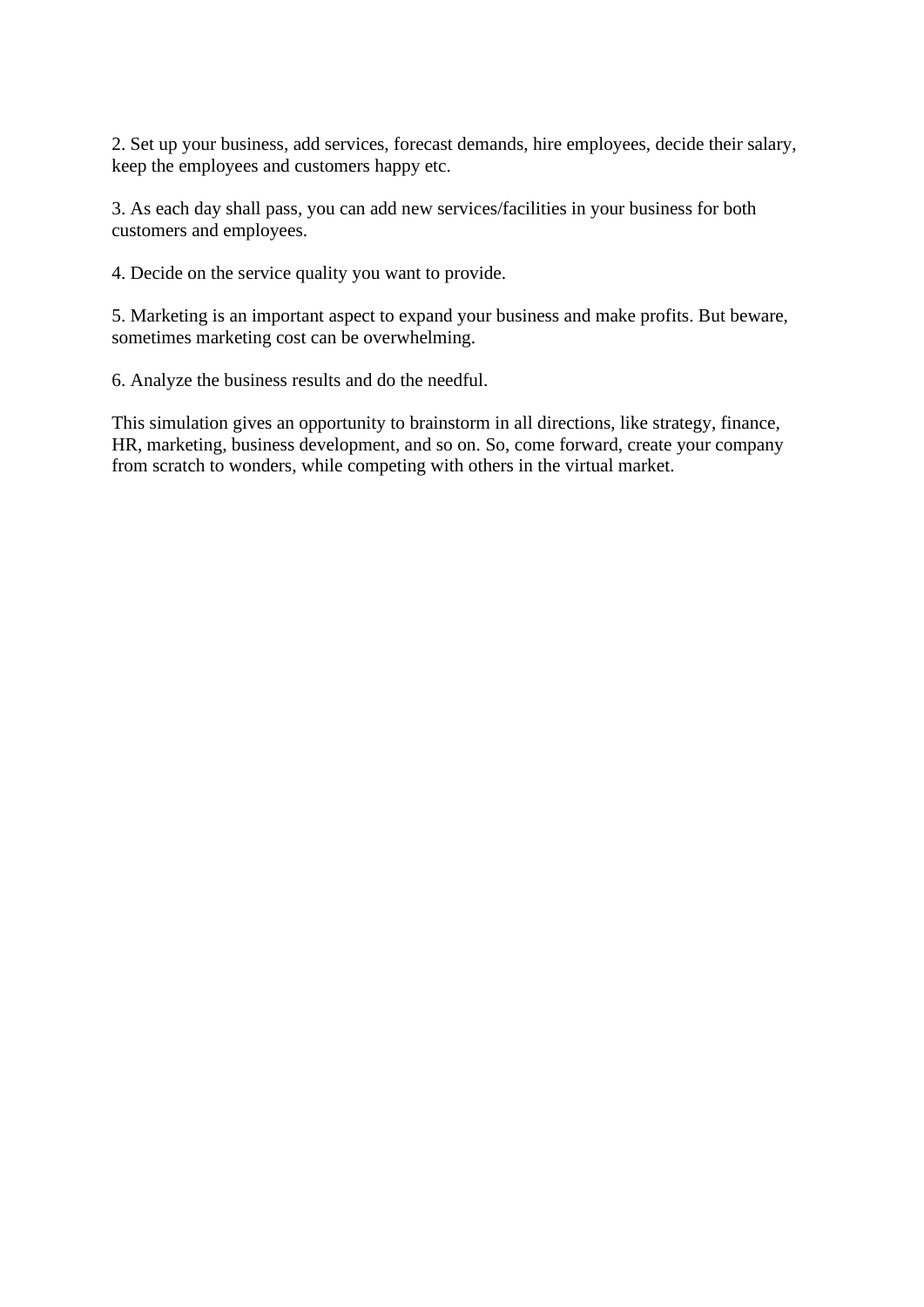2. Set up your business, add services, forecast demands, hire employees, decide their salary, keep the employees and customers happy etc.

3. As each day shall pass, you can add new services/facilities in your business for both customers and employees.

4. Decide on the service quality you want to provide.

5. Marketing is an important aspect to expand your business and make profits. But beware, sometimes marketing cost can be overwhelming.

6. Analyze the business results and do the needful.

This simulation gives an opportunity to brainstorm in all directions, like strategy, finance, HR, marketing, business development, and so on. So, come forward, create your company from scratch to wonders, while competing with others in the virtual market.